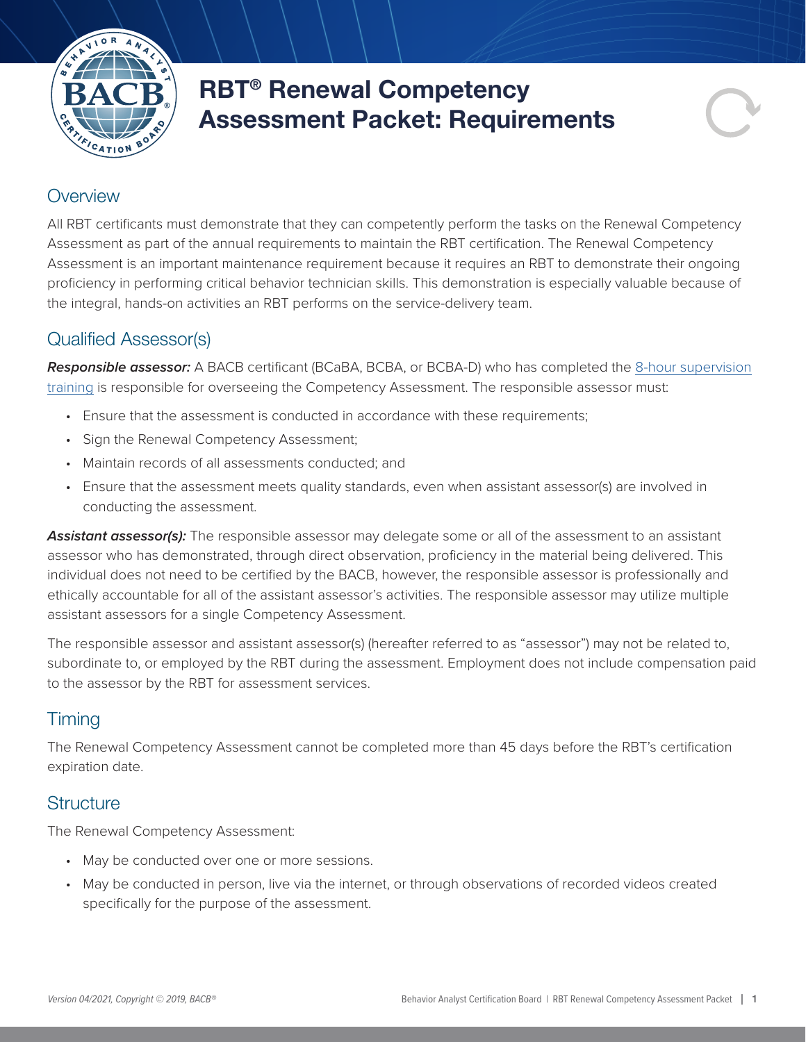# RBT® Renewal Competency Assessment Packet: Requirements

## Overview

All RBT certificants must demonstrate that they can competently perform the tasks on the Renewal Competency Assessment as part of the annual requirements to maintain the RBT certification. The Renewal Competency Assessment is an important maintenance requirement because it requires an RBT to demonstrate their ongoing proficiency in performing critical behavior technician skills. This demonstration is especially valuable because of the integral, hands-on activities an RBT performs on the service-delivery team.

## Qualified Assessor(s)

***Responsible assessor:*** A BACB certificant (BCaBA, BCBA, or BCBA-D) who has completed the 8-hour supervision training is responsible for overseeing the Competency Assessment. The responsible assessor must:

- Ensure that the assessment is conducted in accordance with these requirements;
- Sign the Renewal Competency Assessment;
- Maintain records of all assessments conducted; and
- Ensure that the assessment meets quality standards, even when assistant assessor(s) are involved in conducting the assessment.

***Assistant assessor(s):*** The responsible assessor may delegate some or all of the assessment to an assistant assessor who has demonstrated, through direct observation, proficiency in the material being delivered. This individual does not need to be certified by the BACB, however, the responsible assessor is professionally and ethically accountable for all of the assistant assessor's activities. The responsible assessor may utilize multiple assistant assessors for a single Competency Assessment.

The responsible assessor and assistant assessor(s) (hereafter referred to as "assessor") may not be related to, subordinate to, or employed by the RBT during the assessment. Employment does not include compensation paid to the assessor by the RBT for assessment services.

## Timing

The Renewal Competency Assessment cannot be completed more than 45 days before the RBT's certification expiration date.

## Structure

The Renewal Competency Assessment:

- May be conducted over one or more sessions.
- May be conducted in person, live via the internet, or through observations of recorded videos created specifically for the purpose of the assessment.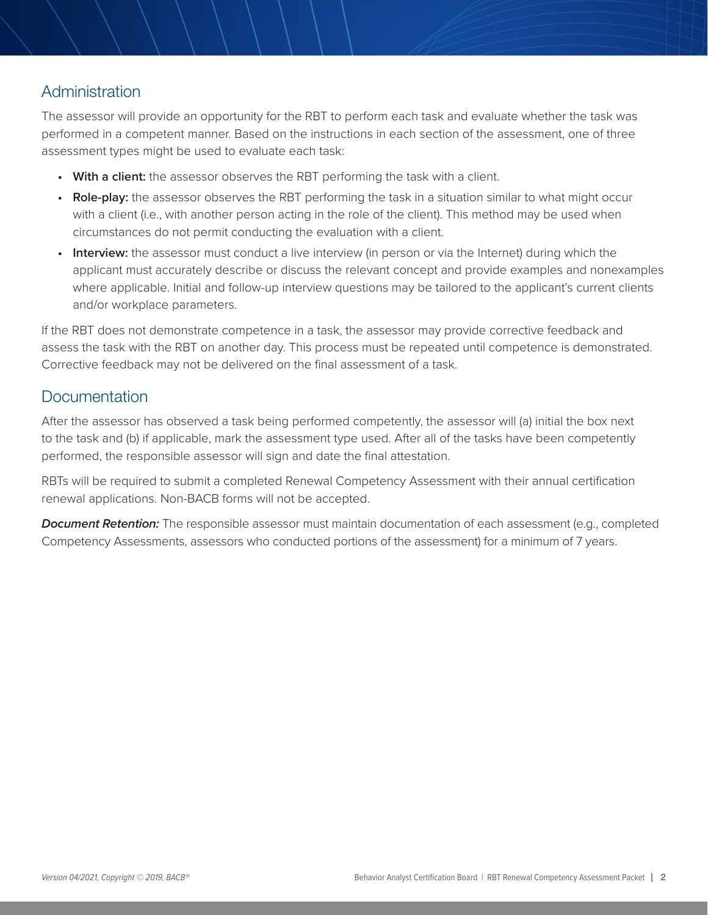## Administration

The assessor will provide an opportunity for the RBT to perform each task and evaluate whether the task was performed in a competent manner. Based on the instructions in each section of the assessment, one of three assessment types might be used to evaluate each task:

- **With a client:** the assessor observes the RBT performing the task with a client.
- **Role-play:** the assessor observes the RBT performing the task in a situation similar to what might occur with a client (i.e., with another person acting in the role of the client). This method may be used when circumstances do not permit conducting the evaluation with a client.
- **Interview:** the assessor must conduct a live interview (in person or via the Internet) during which the applicant must accurately describe or discuss the relevant concept and provide examples and nonexamples where applicable. Initial and follow-up interview questions may be tailored to the applicant's current clients and/or workplace parameters.

If the RBT does not demonstrate competence in a task, the assessor may provide corrective feedback and assess the task with the RBT on another day. This process must be repeated until competence is demonstrated. Corrective feedback may not be delivered on the final assessment of a task.

## Documentation

After the assessor has observed a task being performed competently, the assessor will (a) initial the box next to the task and (b) if applicable, mark the assessment type used. After all of the tasks have been competently performed, the responsible assessor will sign and date the final attestation.

RBTs will be required to submit a completed Renewal Competency Assessment with their annual certification renewal applications. Non-BACB forms will not be accepted.

***Document Retention:*** The responsible assessor must maintain documentation of each assessment (e.g., completed Competency Assessments, assessors who conducted portions of the assessment) for a minimum of 7 years.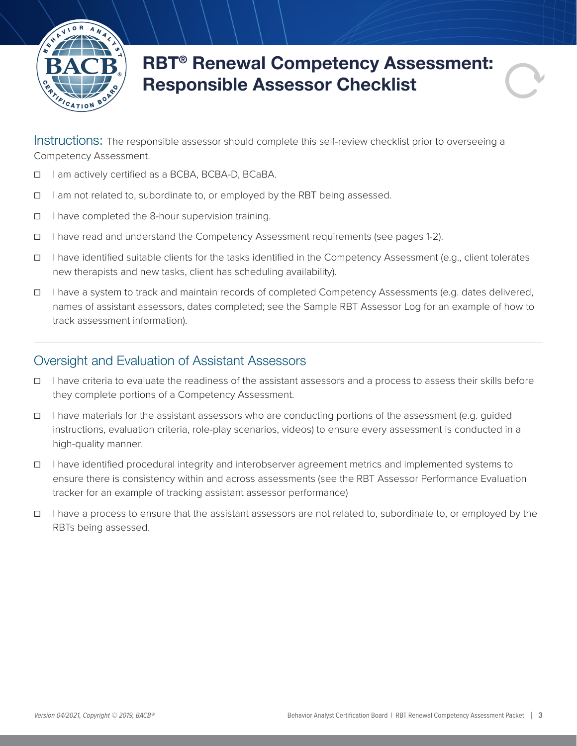# RBT® Renewal Competency Assessment: Responsible Assessor Checklist

**Instructions:** The responsible assessor should complete this self-review checklist prior to overseeing a Competency Assessment.

- ☐ I am actively certified as a BCBA, BCBA-D, BCaBA.
- ☐ I am not related to, subordinate to, or employed by the RBT being assessed.
- ☐ I have completed the 8-hour supervision training.
- ☐ I have read and understand the Competency Assessment requirements (see pages 1-2).
- ☐ I have identified suitable clients for the tasks identified in the Competency Assessment (e.g., client tolerates new therapists and new tasks, client has scheduling availability).
- ☐ I have a system to track and maintain records of completed Competency Assessments (e.g. dates delivered, names of assistant assessors, dates completed; see the Sample RBT Assessor Log for an example of how to track assessment information).

---

## Oversight and Evaluation of Assistant Assessors

- ☐ I have criteria to evaluate the readiness of the assistant assessors and a process to assess their skills before they complete portions of a Competency Assessment.
- ☐ I have materials for the assistant assessors who are conducting portions of the assessment (e.g. guided instructions, evaluation criteria, role-play scenarios, videos) to ensure every assessment is conducted in a high-quality manner.
- ☐ I have identified procedural integrity and interobserver agreement metrics and implemented systems to ensure there is consistency within and across assessments (see the RBT Assessor Performance Evaluation tracker for an example of tracking assistant assessor performance)
- ☐ I have a process to ensure that the assistant assessors are not related to, subordinate to, or employed by the RBTs being assessed.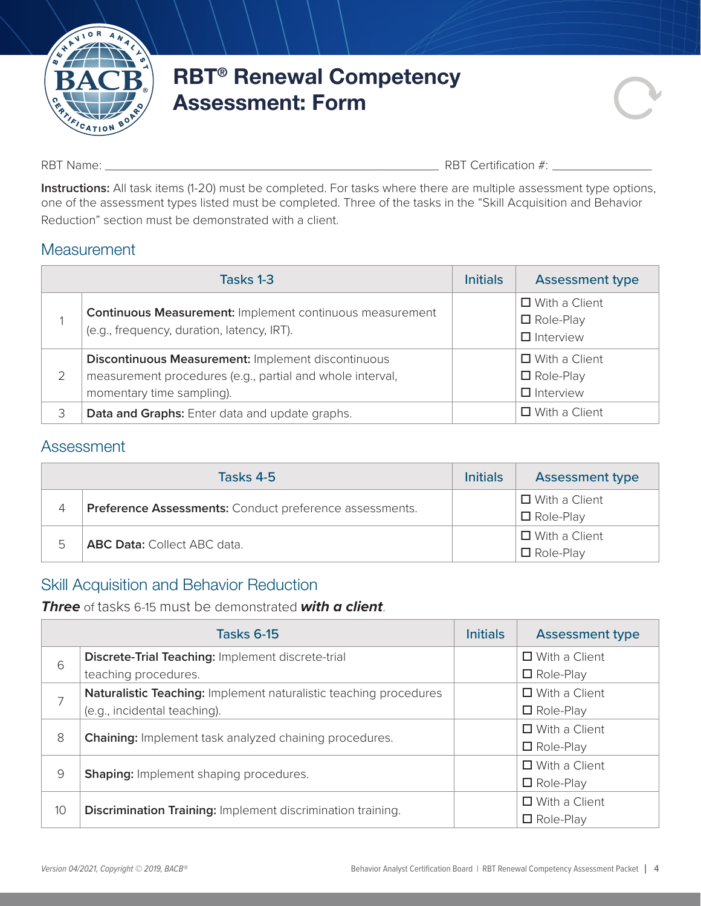# RBT® Renewal Competency Assessment: Form

RBT Name: ____________________________________________ RBT Certification #: ______________

**Instructions:** All task items (1-20) must be completed. For tasks where there are multiple assessment type options, one of the assessment types listed must be completed. Three of the tasks in the "Skill Acquisition and Behavior Reduction" section must be demonstrated with a client.

## Measurement

| | Tasks 1-3 | Initials | Assessment type |
|---|---|---|---|
| 1 | **Continuous Measurement:** Implement continuous measurement (e.g., frequency, duration, latency, IRT). | | ☐ With a Client<br>☐ Role-Play<br>☐ Interview |
| 2 | **Discontinuous Measurement:** Implement discontinuous measurement procedures (e.g., partial and whole interval, momentary time sampling). | | ☐ With a Client<br>☐ Role-Play<br>☐ Interview |
| 3 | **Data and Graphs:** Enter data and update graphs. | | ☐ With a Client |

## Assessment

| | Tasks 4-5 | Initials | Assessment type |
|---|---|---|---|
| 4 | **Preference Assessments:** Conduct preference assessments. | | ☐ With a Client<br>☐ Role-Play |
| 5 | **ABC Data:** Collect ABC data. | | ☐ With a Client<br>☐ Role-Play |

## Skill Acquisition and Behavior Reduction

***Three*** of tasks 6-15 must be demonstrated ***with a client***.

| | Tasks 6-15 | Initials | Assessment type |
|---|---|---|---|
| 6 | **Discrete-Trial Teaching:** Implement discrete-trial teaching procedures. | | ☐ With a Client<br>☐ Role-Play |
| 7 | **Naturalistic Teaching:** Implement naturalistic teaching procedures (e.g., incidental teaching). | | ☐ With a Client<br>☐ Role-Play |
| 8 | **Chaining:** Implement task analyzed chaining procedures. | | ☐ With a Client<br>☐ Role-Play |
| 9 | **Shaping:** Implement shaping procedures. | | ☐ With a Client<br>☐ Role-Play |
| 10 | **Discrimination Training:** Implement discrimination training. | | ☐ With a Client<br>☐ Role-Play |

*Version 04/2021, Copyright © 2019, BACB®*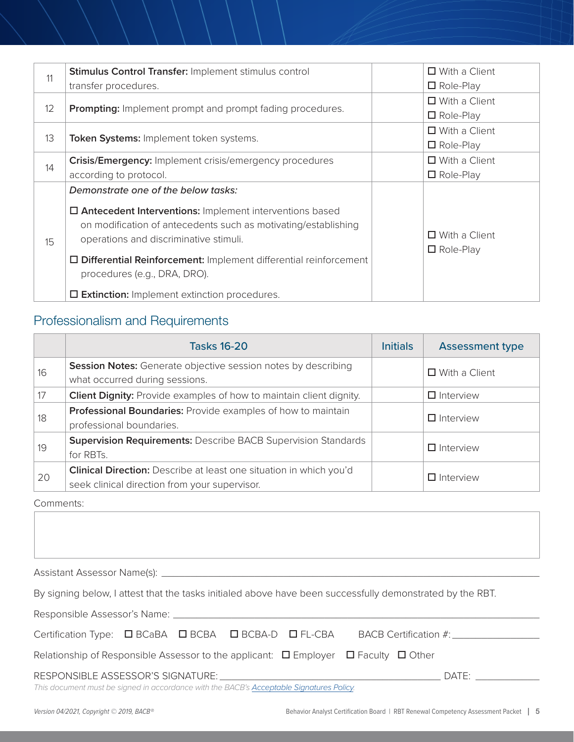| | | | |
|---|---|---|---|
| 11 | **Stimulus Control Transfer:** Implement stimulus control transfer procedures. | | ☐ With a Client ☐ Role-Play |
| 12 | **Prompting:** Implement prompt and prompt fading procedures. | | ☐ With a Client ☐ Role-Play |
| 13 | **Token Systems:** Implement token systems. | | ☐ With a Client ☐ Role-Play |
| 14 | **Crisis/Emergency:** Implement crisis/emergency procedures according to protocol. | | ☐ With a Client ☐ Role-Play |
| 15 | *Demonstrate one of the below tasks:* ☐ **Antecedent Interventions:** Implement interventions based on modification of antecedents such as motivating/establishing operations and discriminative stimuli. ☐ **Differential Reinforcement:** Implement differential reinforcement procedures (e.g., DRA, DRO). ☐ **Extinction:** Implement extinction procedures. | | ☐ With a Client ☐ Role-Play |

## Professionalism and Requirements

| | Tasks 16-20 | Initials | Assessment type |
|---|---|---|---|
| 16 | **Session Notes:** Generate objective session notes by describing what occurred during sessions. | | ☐ With a Client |
| 17 | **Client Dignity:** Provide examples of how to maintain client dignity. | | ☐ Interview |
| 18 | **Professional Boundaries:** Provide examples of how to maintain professional boundaries. | | ☐ Interview |
| 19 | **Supervision Requirements:** Describe BACB Supervision Standards for RBTs. | | ☐ Interview |
| 20 | **Clinical Direction:** Describe at least one situation in which you'd seek clinical direction from your supervisor. | | ☐ Interview |

Comments:

Assistant Assessor Name(s): ______________________________

By signing below, I attest that the tasks initialed above have been successfully demonstrated by the RBT.

Responsible Assessor's Name: ______________________________

Certification Type: ☐ BCaBA ☐ BCBA ☐ BCBA-D ☐ FL-CBA BACB Certification #: ______________

Relationship of Responsible Assessor to the applicant: ☐ Employer ☐ Faculty ☐ Other

RESPONSIBLE ASSESSOR'S SIGNATURE: ______________________________ DATE: ____________

*This document must be signed in accordance with the BACB's Acceptable Signatures Policy.*

*Version 04/2021, Copyright © 2019, BACB®*